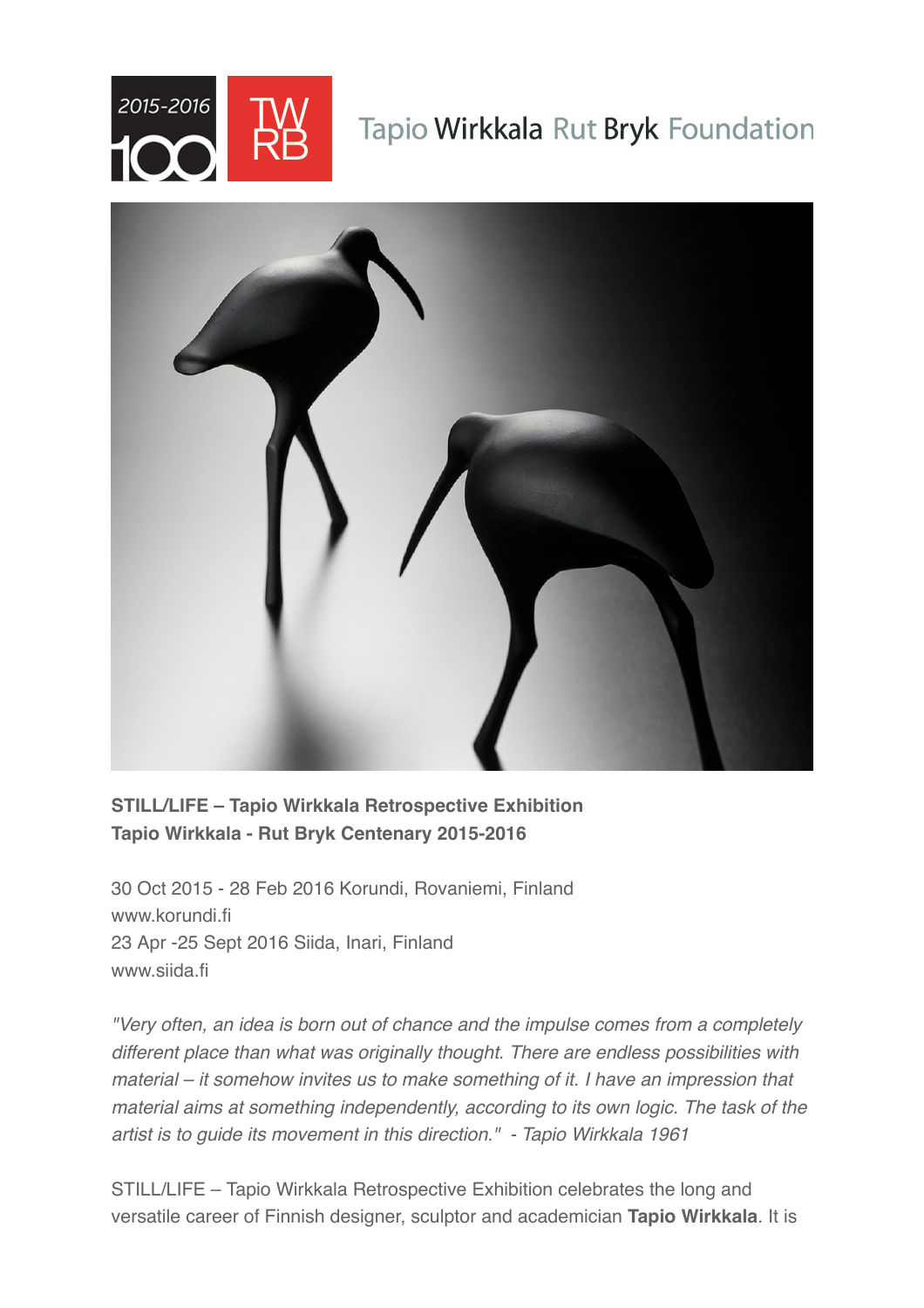Tapio Wirkkala Rut Bryk Foundation

**STILL/LIFE – Tapio Wirkkala Retrospective Exhibition**
**Tapio Wirkkala - Rut Bryk Centenary 2015-2016**

30 Oct 2015 - 28 Feb 2016 Korundi, Rovaniemi, Finland
www.korundi.fi
23 Apr -25 Sept 2016 Siida, Inari, Finland
www.siida.fi

*"Very often, an idea is born out of chance and the impulse comes from a completely different place than what was originally thought. There are endless possibilities with material – it somehow invites us to make something of it. I have an impression that material aims at something independently, according to its own logic. The task of the artist is to guide its movement in this direction." - Tapio Wirkkala 1961*

STILL/LIFE – Tapio Wirkkala Retrospective Exhibition celebrates the long and versatile career of Finnish designer, sculptor and academician **Tapio Wirkkala**. It is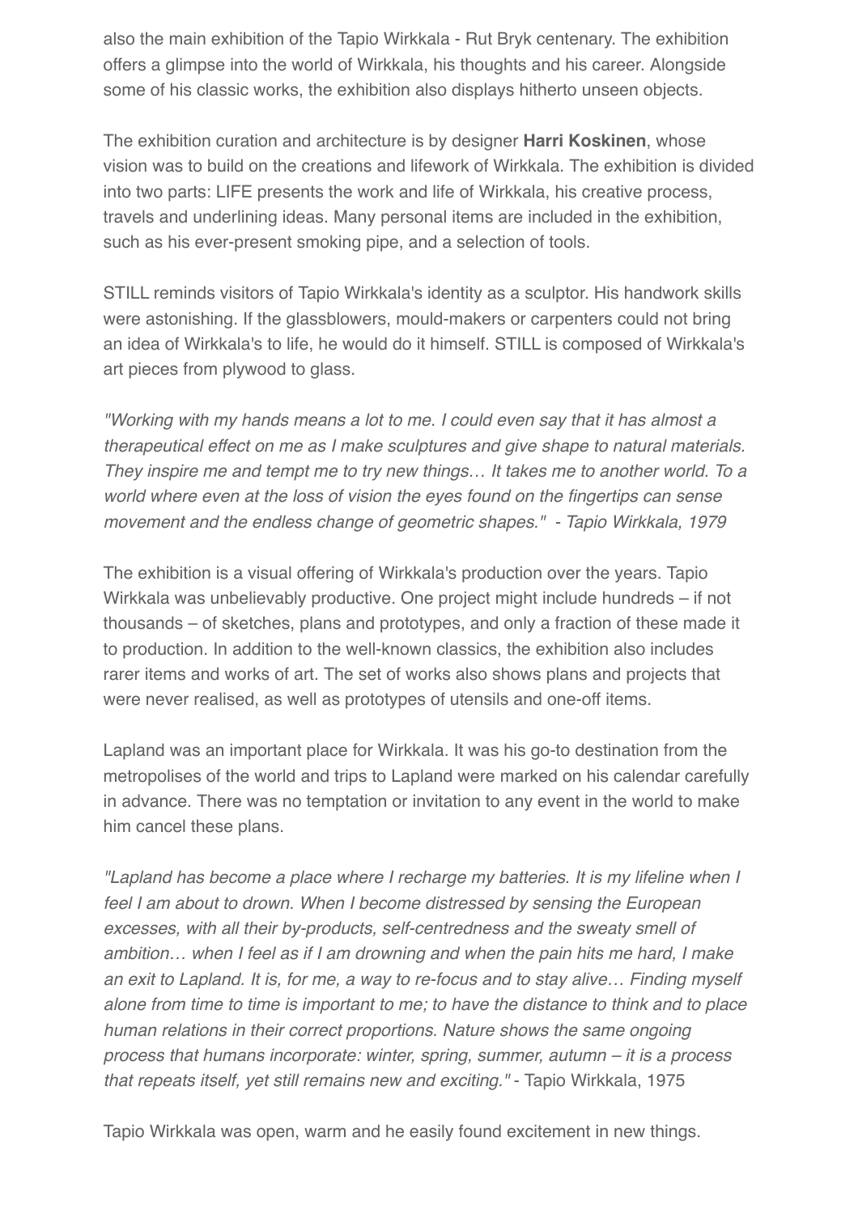also the main exhibition of the Tapio Wirkkala - Rut Bryk centenary. The exhibition offers a glimpse into the world of Wirkkala, his thoughts and his career. Alongside some of his classic works, the exhibition also displays hitherto unseen objects.

The exhibition curation and architecture is by designer **Harri Koskinen**, whose vision was to build on the creations and lifework of Wirkkala. The exhibition is divided into two parts: LIFE presents the work and life of Wirkkala, his creative process, travels and underlining ideas. Many personal items are included in the exhibition, such as his ever-present smoking pipe, and a selection of tools.

STILL reminds visitors of Tapio Wirkkala's identity as a sculptor. His handwork skills were astonishing. If the glassblowers, mould-makers or carpenters could not bring an idea of Wirkkala's to life, he would do it himself. STILL is composed of Wirkkala's art pieces from plywood to glass.

*"Working with my hands means a lot to me. I could even say that it has almost a therapeutical effect on me as I make sculptures and give shape to natural materials. They inspire me and tempt me to try new things… It takes me to another world. To a world where even at the loss of vision the eyes found on the fingertips can sense movement and the endless change of geometric shapes." - Tapio Wirkkala, 1979*

The exhibition is a visual offering of Wirkkala's production over the years. Tapio Wirkkala was unbelievably productive. One project might include hundreds – if not thousands – of sketches, plans and prototypes, and only a fraction of these made it to production. In addition to the well-known classics, the exhibition also includes rarer items and works of art. The set of works also shows plans and projects that were never realised, as well as prototypes of utensils and one-off items.

Lapland was an important place for Wirkkala. It was his go-to destination from the metropolises of the world and trips to Lapland were marked on his calendar carefully in advance. There was no temptation or invitation to any event in the world to make him cancel these plans.

*"Lapland has become a place where I recharge my batteries. It is my lifeline when I feel I am about to drown. When I become distressed by sensing the European excesses, with all their by-products, self-centredness and the sweaty smell of ambition… when I feel as if I am drowning and when the pain hits me hard, I make an exit to Lapland. It is, for me, a way to re-focus and to stay alive… Finding myself alone from time to time is important to me; to have the distance to think and to place human relations in their correct proportions. Nature shows the same ongoing process that humans incorporate: winter, spring, summer, autumn – it is a process that repeats itself, yet still remains new and exciting."* - Tapio Wirkkala, 1975

Tapio Wirkkala was open, warm and he easily found excitement in new things.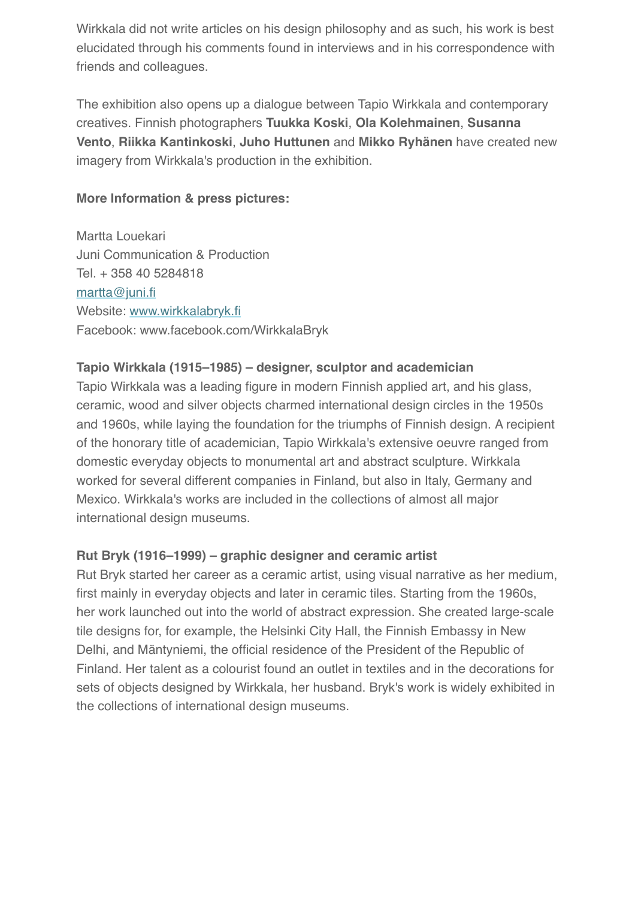Wirkkala did not write articles on his design philosophy and as such, his work is best elucidated through his comments found in interviews and in his correspondence with friends and colleagues.

The exhibition also opens up a dialogue between Tapio Wirkkala and contemporary creatives. Finnish photographers **Tuukka Koski**, **Ola Kolehmainen**, **Susanna Vento**, **Riikka Kantinkoski**, **Juho Huttunen** and **Mikko Ryhänen** have created new imagery from Wirkkala's production in the exhibition.

**More Information & press pictures:**

Martta Louekari
Juni Communication & Production
Tel. + 358 40 5284818
martta@juni.fi
Website: www.wirkkalabryk.fi
Facebook: www.facebook.com/WirkkalaBryk

**Tapio Wirkkala (1915–1985) – designer, sculptor and academician**
Tapio Wirkkala was a leading figure in modern Finnish applied art, and his glass, ceramic, wood and silver objects charmed international design circles in the 1950s and 1960s, while laying the foundation for the triumphs of Finnish design. A recipient of the honorary title of academician, Tapio Wirkkala's extensive oeuvre ranged from domestic everyday objects to monumental art and abstract sculpture. Wirkkala worked for several different companies in Finland, but also in Italy, Germany and Mexico. Wirkkala's works are included in the collections of almost all major international design museums.

**Rut Bryk (1916–1999) – graphic designer and ceramic artist**
Rut Bryk started her career as a ceramic artist, using visual narrative as her medium, first mainly in everyday objects and later in ceramic tiles. Starting from the 1960s, her work launched out into the world of abstract expression. She created large-scale tile designs for, for example, the Helsinki City Hall, the Finnish Embassy in New Delhi, and Mäntyniemi, the official residence of the President of the Republic of Finland. Her talent as a colourist found an outlet in textiles and in the decorations for sets of objects designed by Wirkkala, her husband. Bryk's work is widely exhibited in the collections of international design museums.